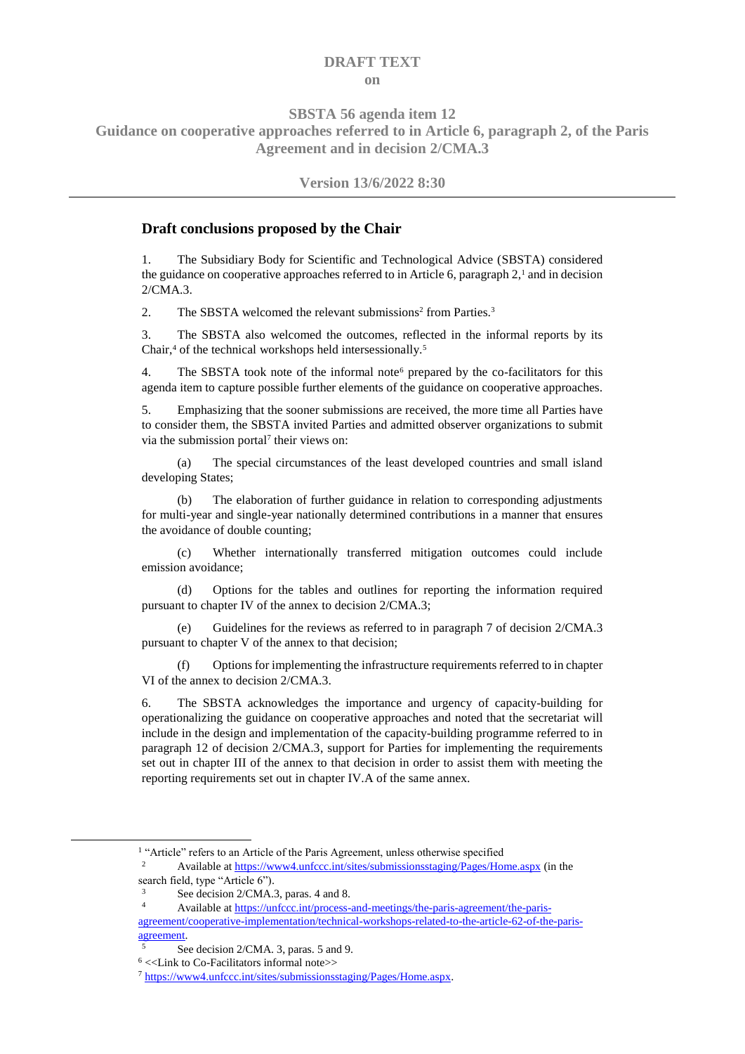**DRAFT TEXT**

**on**

**SBSTA 56 agenda item 12**

**Guidance on cooperative approaches referred to in Article 6, paragraph 2, of the Paris Agreement and in decision 2/CMA.3**

**Version 13/6/2022 8:30**

---

## Draft conclusions proposed by the Chair

1. The Subsidiary Body for Scientific and Technological Advice (SBSTA) considered the guidance on cooperative approaches referred to in Article 6, paragraph 2,[1] and in decision 2/CMA.3.

2. The SBSTA welcomed the relevant submissions[2] from Parties.[3]

3. The SBSTA also welcomed the outcomes, reflected in the informal reports by its Chair,[4] of the technical workshops held intersessionally.[5]

4. The SBSTA took note of the informal note[6] prepared by the co-facilitators for this agenda item to capture possible further elements of the guidance on cooperative approaches.

5. Emphasizing that the sooner submissions are received, the more time all Parties have to consider them, the SBSTA invited Parties and admitted observer organizations to submit via the submission portal[7] their views on:

   (a) The special circumstances of the least developed countries and small island developing States;

   (b) The elaboration of further guidance in relation to corresponding adjustments for multi-year and single-year nationally determined contributions in a manner that ensures the avoidance of double counting;

   (c) Whether internationally transferred mitigation outcomes could include emission avoidance;

   (d) Options for the tables and outlines for reporting the information required pursuant to chapter IV of the annex to decision 2/CMA.3;

   (e) Guidelines for the reviews as referred to in paragraph 7 of decision 2/CMA.3 pursuant to chapter V of the annex to that decision;

   (f) Options for implementing the infrastructure requirements referred to in chapter VI of the annex to decision 2/CMA.3.

6. The SBSTA acknowledges the importance and urgency of capacity-building for operationalizing the guidance on cooperative approaches and noted that the secretariat will include in the design and implementation of the capacity-building programme referred to in paragraph 12 of decision 2/CMA.3, support for Parties for implementing the requirements set out in chapter III of the annex to that decision in order to assist them with meeting the reporting requirements set out in chapter IV.A of the same annex.

---

[1] "Article" refers to an Article of the Paris Agreement, unless otherwise specified

[2] Available at https://www4.unfccc.int/sites/submissionsstaging/Pages/Home.aspx (in the search field, type "Article 6").

[3] See decision 2/CMA.3, paras. 4 and 8.

[4] Available at https://unfccc.int/process-and-meetings/the-paris-agreement/the-paris-agreement/cooperative-implementation/technical-workshops-related-to-the-article-62-of-the-paris-agreement.

[5] See decision 2/CMA. 3, paras. 5 and 9.

[6] <<Link to Co-Facilitators informal note>>

[7] https://www4.unfccc.int/sites/submissionsstaging/Pages/Home.aspx.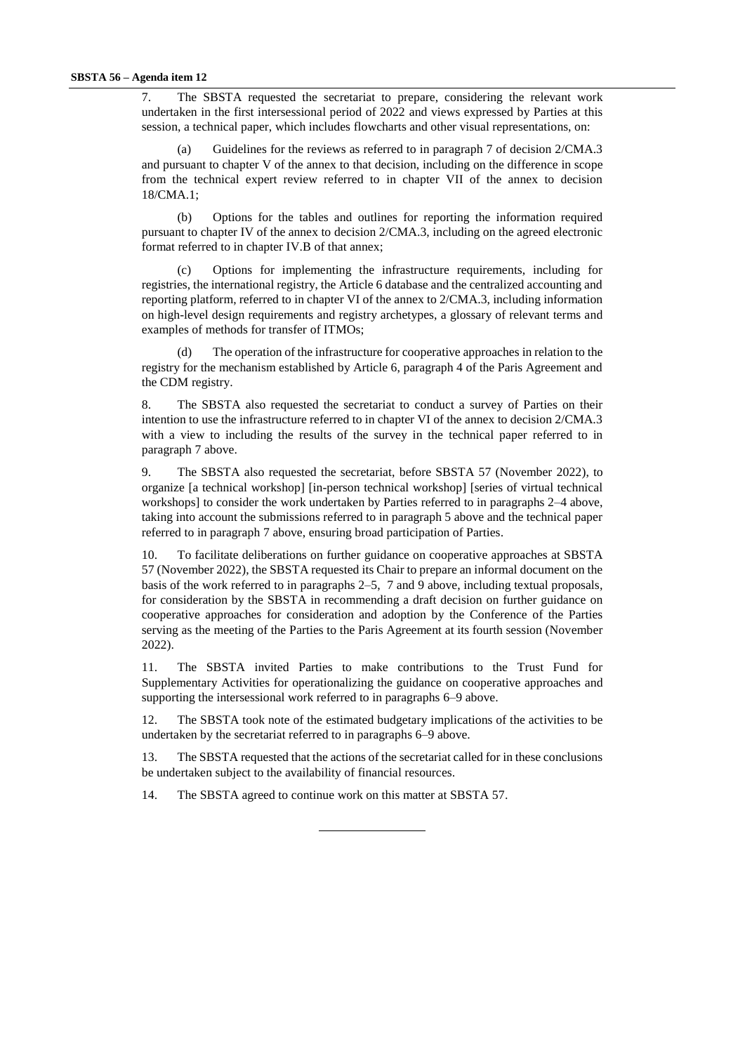7. The SBSTA requested the secretariat to prepare, considering the relevant work undertaken in the first intersessional period of 2022 and views expressed by Parties at this session, a technical paper, which includes flowcharts and other visual representations, on:

(a) Guidelines for the reviews as referred to in paragraph 7 of decision 2/CMA.3 and pursuant to chapter V of the annex to that decision, including on the difference in scope from the technical expert review referred to in chapter VII of the annex to decision 18/CMA.1;

(b) Options for the tables and outlines for reporting the information required pursuant to chapter IV of the annex to decision 2/CMA.3, including on the agreed electronic format referred to in chapter IV.B of that annex;

(c) Options for implementing the infrastructure requirements, including for registries, the international registry, the Article 6 database and the centralized accounting and reporting platform, referred to in chapter VI of the annex to 2/CMA.3, including information on high-level design requirements and registry archetypes, a glossary of relevant terms and examples of methods for transfer of ITMOs;

(d) The operation of the infrastructure for cooperative approaches in relation to the registry for the mechanism established by Article 6, paragraph 4 of the Paris Agreement and the CDM registry.

8. The SBSTA also requested the secretariat to conduct a survey of Parties on their intention to use the infrastructure referred to in chapter VI of the annex to decision 2/CMA.3 with a view to including the results of the survey in the technical paper referred to in paragraph 7 above.

9. The SBSTA also requested the secretariat, before SBSTA 57 (November 2022), to organize [a technical workshop] [in-person technical workshop] [series of virtual technical workshops] to consider the work undertaken by Parties referred to in paragraphs 2–4 above, taking into account the submissions referred to in paragraph 5 above and the technical paper referred to in paragraph 7 above, ensuring broad participation of Parties.

10. To facilitate deliberations on further guidance on cooperative approaches at SBSTA 57 (November 2022), the SBSTA requested its Chair to prepare an informal document on the basis of the work referred to in paragraphs 2–5, 7 and 9 above, including textual proposals, for consideration by the SBSTA in recommending a draft decision on further guidance on cooperative approaches for consideration and adoption by the Conference of the Parties serving as the meeting of the Parties to the Paris Agreement at its fourth session (November 2022).

11. The SBSTA invited Parties to make contributions to the Trust Fund for Supplementary Activities for operationalizing the guidance on cooperative approaches and supporting the intersessional work referred to in paragraphs 6–9 above.

12. The SBSTA took note of the estimated budgetary implications of the activities to be undertaken by the secretariat referred to in paragraphs 6–9 above.

13. The SBSTA requested that the actions of the secretariat called for in these conclusions be undertaken subject to the availability of financial resources.

14. The SBSTA agreed to continue work on this matter at SBSTA 57.